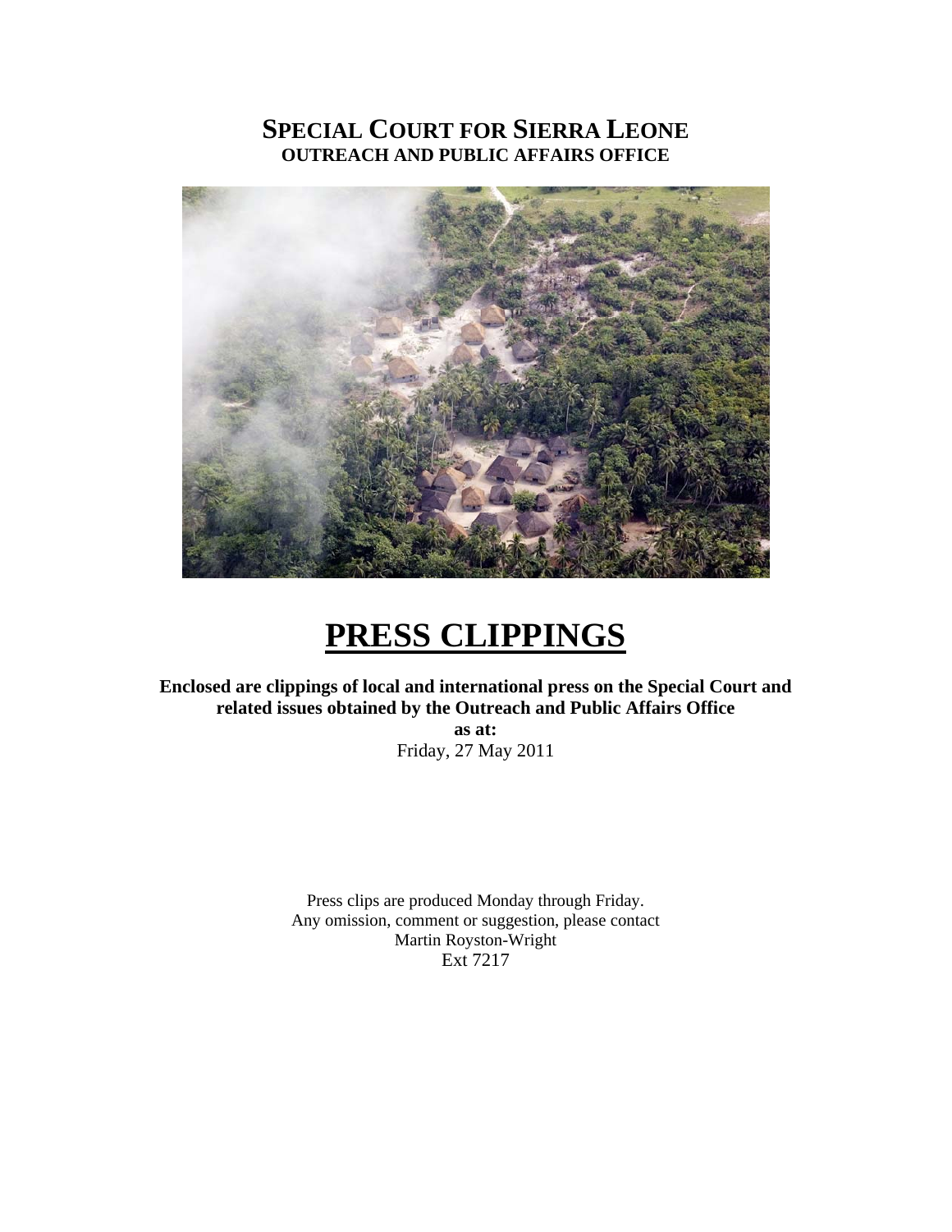# SPECIAL COURT FOR SIERRA LEONE
## OUTREACH AND PUBLIC AFFAIRS OFFICE

# PRESS CLIPPINGS

**Enclosed are clippings of local and international press on the Special Court and related issues obtained by the Outreach and Public Affairs Office**

**as at:**

Friday, 27 May 2011

Press clips are produced Monday through Friday.
Any omission, comment or suggestion, please contact
Martin Royston-Wright
Ext 7217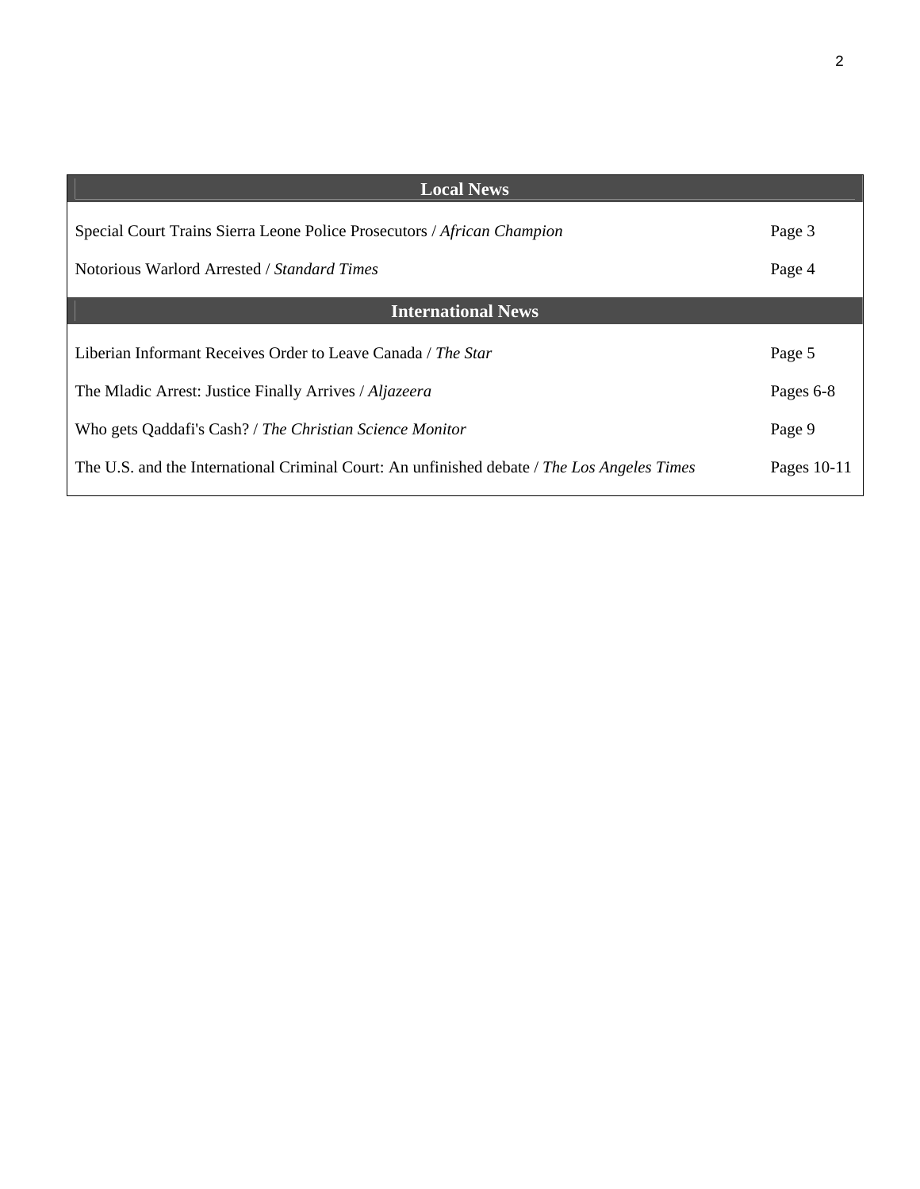| Local News | |
|---|---|
| Special Court Trains Sierra Leone Police Prosecutors / *African Champion* | Page 3 |
| Notorious Warlord Arrested / *Standard Times* | Page 4 |
| **International News** | |
| Liberian Informant Receives Order to Leave Canada / *The Star* | Page 5 |
| The Mladic Arrest: Justice Finally Arrives / *Aljazeera* | Pages 6-8 |
| Who gets Qaddafi's Cash? / *The Christian Science Monitor* | Page 9 |
| The U.S. and the International Criminal Court: An unfinished debate / *The Los Angeles Times* | Pages 10-11 |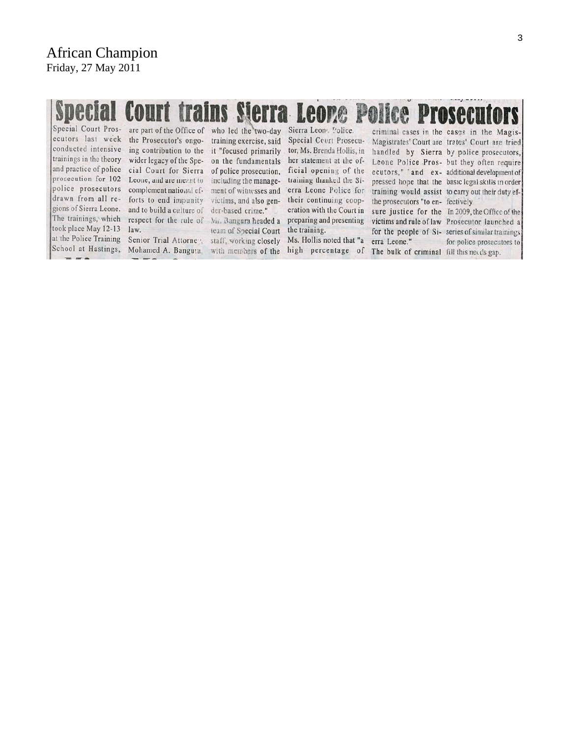African Champion
Friday, 27 May 2011

# Special Court trains Sierra Leone Police Prosecutors

Special Court Prosecutors last week conducted intensive trainings in the theory and practice of police prosecution for 102 police prosecutors drawn from all regions of Sierra Leone. The trainings, which took place May 12-13 at the Police Training School at Hastings, are part of the Office of the Prosecutor's ongoing contribution to the wider legacy of the Special Court for Sierra Leone, and are meant to complement national efforts to end impunity and to build a culture of respect for the rule of law.

Senior Trial Attorney, Mohamed A. Bangura, who led the two-day training exercise, said it "focused primarily on the fundamentals of police prosecution, including the management of witnesses and victims, and also gender-based crime."

Mr. Bangura headed a team of Special Court staff, working closely with members of the Sierra Leone Police.

Special Court Prosecutor, Ms. Brenda Hollis, in her statement at the official opening of the training thanked the Sierra Leone Police for their continuing cooperation with the Court in preparing and presenting the training.

Ms. Hollis noted that "a high percentage of criminal cases in the Magistrates' Court are handled by Sierra Leone Police Prosecutors," and expressed hope that the training would assist the prosecutors "to ensure justice for the victims and rule of law for the people of Sierra Leone."

The bulk of criminal cases in the Magistrates' Court are tried by police prosecutors, but they often require additional development of basic legal skills in order to carry out their duty effectively.

In 2009, the Office of the Prosecutor launched a series of similar trainings for police prosecutors to fill this needs gap.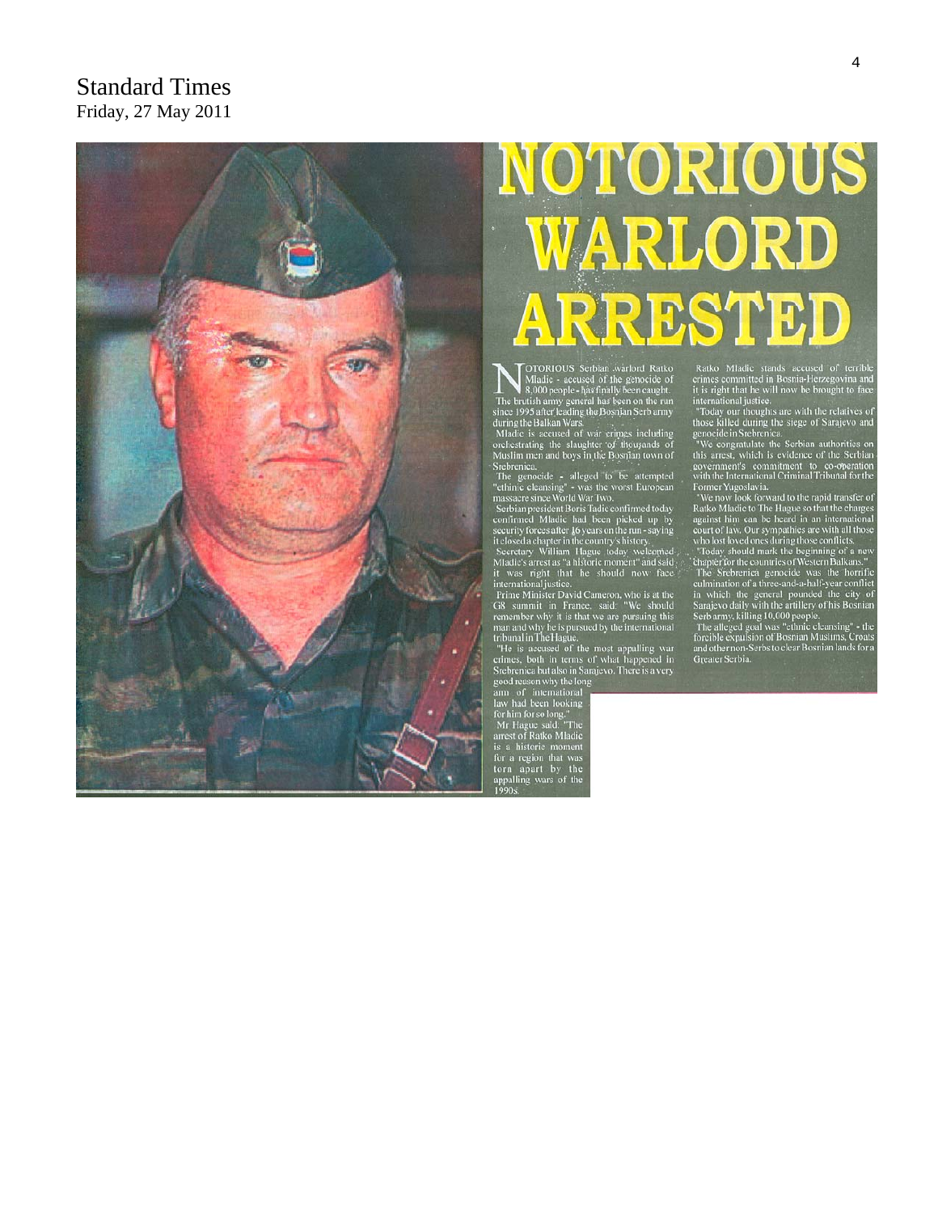Standard Times
Friday, 27 May 2011

# NOTORIOUS WARLORD ARRESTED

NOTORIOUS Serbian warlord Ratko Mladic - accused of the genocide of 8,000 people - has finally been caught.

The brutish army general has been on the run since 1995 after leading the Bosnian Serb army during the Balkan Wars.

Mladic is accused of war crimes including orchestrating the slaughter of thousands of Muslim men and boys in the Bosnian town of Srebrenica.

The genocide - alleged to be attempted "ethnic cleansing" - was the worst European massacre since World War Two.

Serbian president Boris Tadic confirmed today confirmed Mladic had been picked up by security forces after 16 years on the run - saying it closed a chapter in the country's history.

Secretary William Hague today welcomed Mladic's arrest as "a historic moment" and said it was right that he should now face international justice.

Prime Minister David Cameron, who is at the G8 summit in France, said: "We should remember why it is that we are pursuing this man and why he is pursued by the international tribunal in The Hague.

"He is accused of the most appalling war crimes, both in terms of what happened in Srebrenica but also in Sarajevo. There is a very good reason why the long arm of international law had been looking for him for so long."

Mr Hague said: "The arrest of Ratko Mladic is a historic moment for a region that was torn apart by the appalling wars of the 1990s.

Ratko Mladic stands accused of terrible crimes committed in Bosnia-Herzegovina and it is right that he will now be brought to face international justice.

"Today our thoughts are with the relatives of those killed during the siege of Sarajevo and genocide in Srebrenica.

"We congratulate the Serbian authorities on this arrest, which is evidence of the Serbian government's commitment to co-operation with the International Criminal Tribunal for the Former Yugoslavia.

"We now look forward to the rapid transfer of Ratko Mladic to The Hague so that the charges against him can be heard in an international court of law. Our sympathies are with all those who lost loved ones during those conflicts.

"Today should mark the beginning of a new chapter for the countries of Western Balkans."

The Srebrenica genocide was the horrific culmination of a three-and-a-half-year conflict in which the general pounded the city of Sarajevo daily with the artillery of his Bosnian Serb army, killing 10,000 people.

The alleged goal was "ethnic cleansing" - the forcible expulsion of Bosnian Muslims, Croats and other non-Serbs to clear Bosnian lands for a Greater Serbia.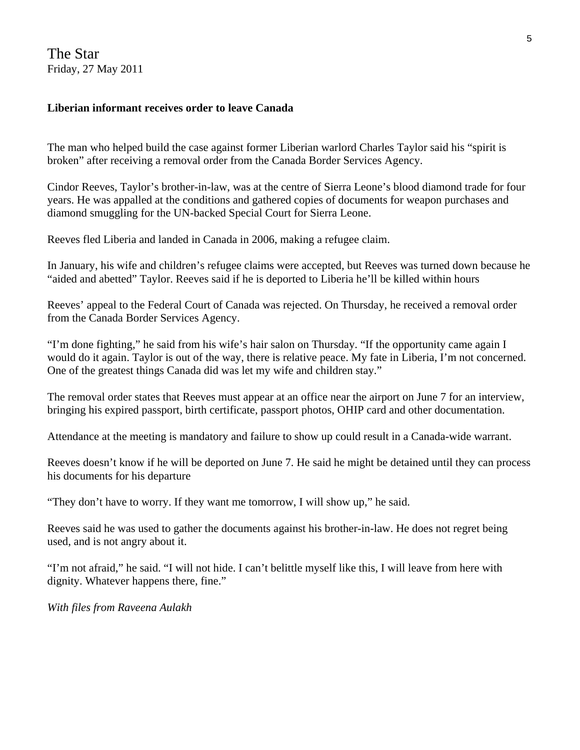The Star
Friday, 27 May 2011

**Liberian informant receives order to leave Canada**

The man who helped build the case against former Liberian warlord Charles Taylor said his "spirit is broken" after receiving a removal order from the Canada Border Services Agency.

Cindor Reeves, Taylor's brother-in-law, was at the centre of Sierra Leone's blood diamond trade for four years. He was appalled at the conditions and gathered copies of documents for weapon purchases and diamond smuggling for the UN-backed Special Court for Sierra Leone.

Reeves fled Liberia and landed in Canada in 2006, making a refugee claim.

In January, his wife and children's refugee claims were accepted, but Reeves was turned down because he "aided and abetted" Taylor. Reeves said if he is deported to Liberia he'll be killed within hours

Reeves' appeal to the Federal Court of Canada was rejected. On Thursday, he received a removal order from the Canada Border Services Agency.

"I'm done fighting," he said from his wife's hair salon on Thursday. "If the opportunity came again I would do it again. Taylor is out of the way, there is relative peace. My fate in Liberia, I'm not concerned. One of the greatest things Canada did was let my wife and children stay."

The removal order states that Reeves must appear at an office near the airport on June 7 for an interview, bringing his expired passport, birth certificate, passport photos, OHIP card and other documentation.

Attendance at the meeting is mandatory and failure to show up could result in a Canada-wide warrant.

Reeves doesn't know if he will be deported on June 7. He said he might be detained until they can process his documents for his departure

"They don't have to worry. If they want me tomorrow, I will show up," he said.

Reeves said he was used to gather the documents against his brother-in-law. He does not regret being used, and is not angry about it.

"I'm not afraid," he said. "I will not hide. I can't belittle myself like this, I will leave from here with dignity. Whatever happens there, fine."

*With files from Raveena Aulakh*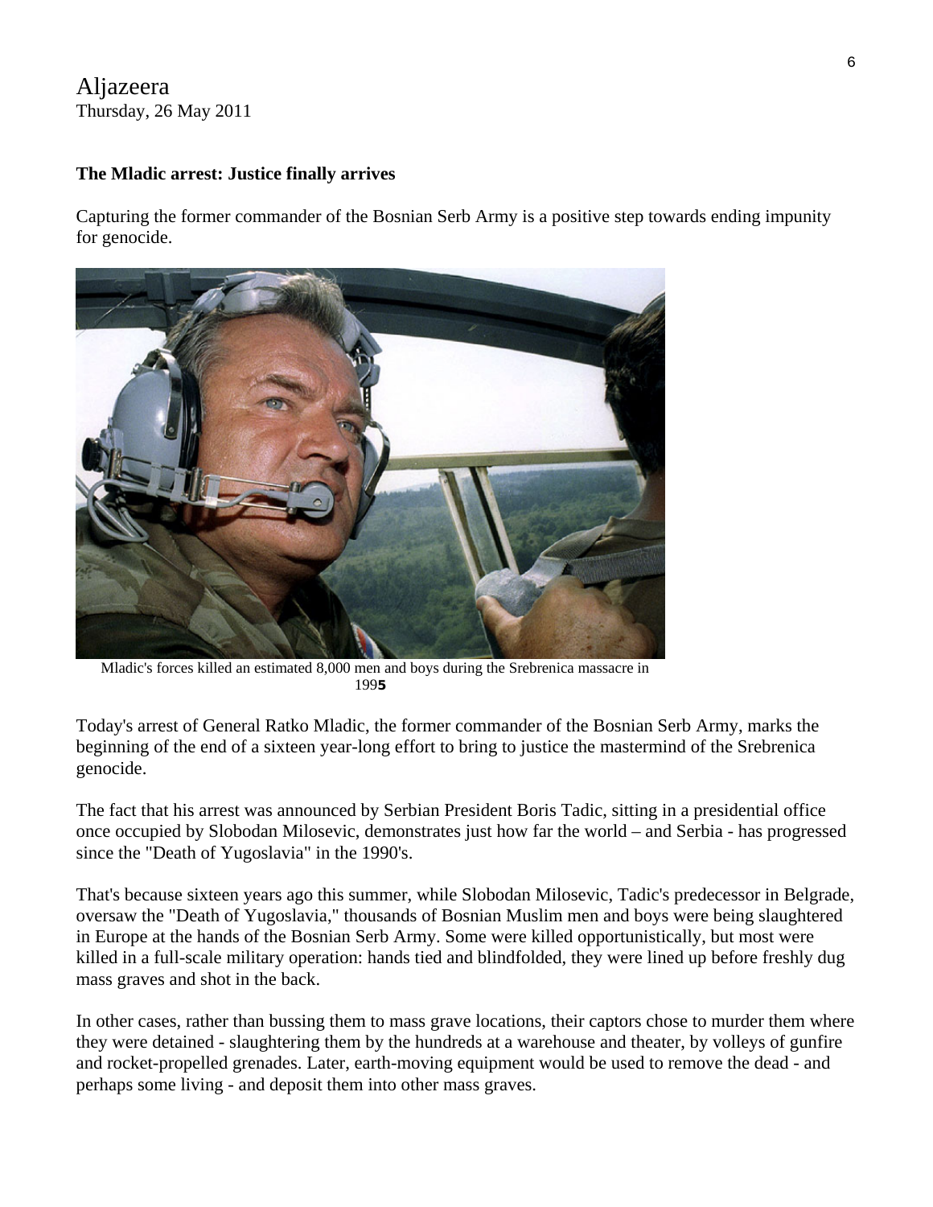Aljazeera
Thursday, 26 May 2011

**The Mladic arrest: Justice finally arrives**

Capturing the former commander of the Bosnian Serb Army is a positive step towards ending impunity for genocide.

Mladic's forces killed an estimated 8,000 men and boys during the Srebrenica massacre in 1995

Today's arrest of General Ratko Mladic, the former commander of the Bosnian Serb Army, marks the beginning of the end of a sixteen year-long effort to bring to justice the mastermind of the Srebrenica genocide.

The fact that his arrest was announced by Serbian President Boris Tadic, sitting in a presidential office once occupied by Slobodan Milosevic, demonstrates just how far the world – and Serbia - has progressed since the "Death of Yugoslavia" in the 1990's.

That's because sixteen years ago this summer, while Slobodan Milosevic, Tadic's predecessor in Belgrade, oversaw the "Death of Yugoslavia," thousands of Bosnian Muslim men and boys were being slaughtered in Europe at the hands of the Bosnian Serb Army. Some were killed opportunistically, but most were killed in a full-scale military operation: hands tied and blindfolded, they were lined up before freshly dug mass graves and shot in the back.

In other cases, rather than bussing them to mass grave locations, their captors chose to murder them where they were detained - slaughtering them by the hundreds at a warehouse and theater, by volleys of gunfire and rocket-propelled grenades. Later, earth-moving equipment would be used to remove the dead - and perhaps some living - and deposit them into other mass graves.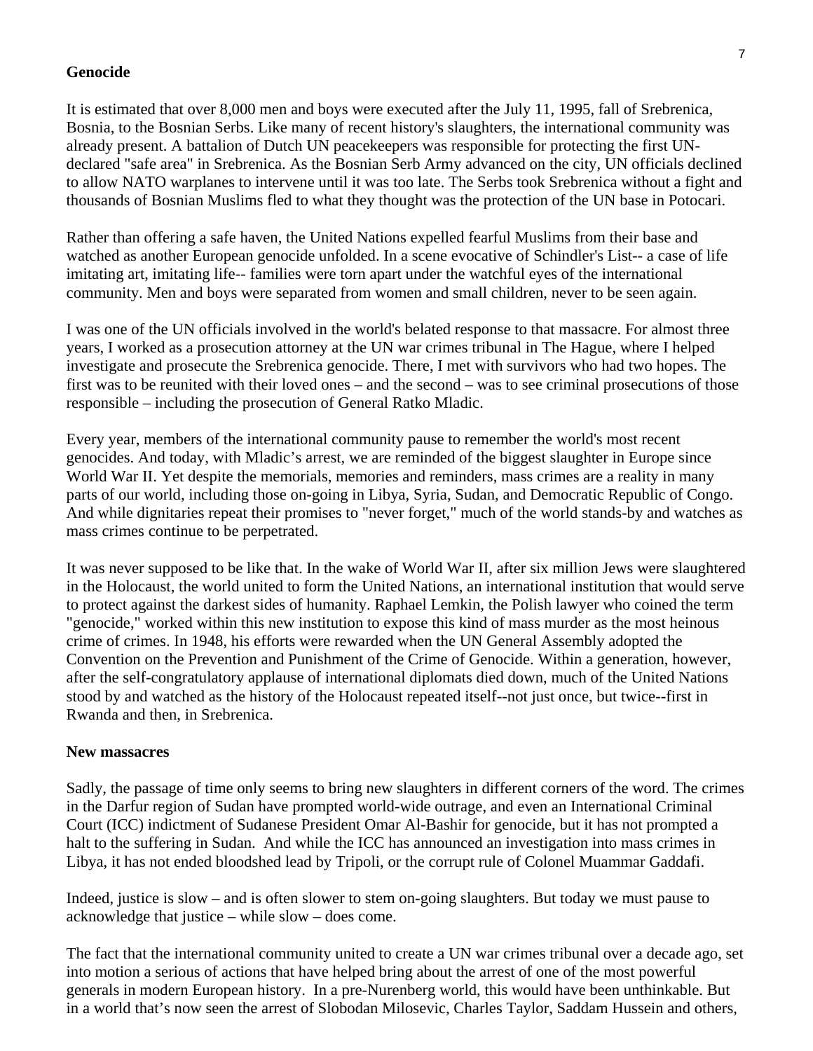## Genocide

It is estimated that over 8,000 men and boys were executed after the July 11, 1995, fall of Srebrenica, Bosnia, to the Bosnian Serbs. Like many of recent history's slaughters, the international community was already present. A battalion of Dutch UN peacekeepers was responsible for protecting the first UN-declared "safe area" in Srebrenica. As the Bosnian Serb Army advanced on the city, UN officials declined to allow NATO warplanes to intervene until it was too late. The Serbs took Srebrenica without a fight and thousands of Bosnian Muslims fled to what they thought was the protection of the UN base in Potocari.

Rather than offering a safe haven, the United Nations expelled fearful Muslims from their base and watched as another European genocide unfolded. In a scene evocative of Schindler's List-- a case of life imitating art, imitating life-- families were torn apart under the watchful eyes of the international community. Men and boys were separated from women and small children, never to be seen again.

I was one of the UN officials involved in the world's belated response to that massacre. For almost three years, I worked as a prosecution attorney at the UN war crimes tribunal in The Hague, where I helped investigate and prosecute the Srebrenica genocide. There, I met with survivors who had two hopes. The first was to be reunited with their loved ones – and the second – was to see criminal prosecutions of those responsible – including the prosecution of General Ratko Mladic.

Every year, members of the international community pause to remember the world's most recent genocides. And today, with Mladic's arrest, we are reminded of the biggest slaughter in Europe since World War II. Yet despite the memorials, memories and reminders, mass crimes are a reality in many parts of our world, including those on-going in Libya, Syria, Sudan, and Democratic Republic of Congo. And while dignitaries repeat their promises to "never forget," much of the world stands-by and watches as mass crimes continue to be perpetrated.

It was never supposed to be like that. In the wake of World War II, after six million Jews were slaughtered in the Holocaust, the world united to form the United Nations, an international institution that would serve to protect against the darkest sides of humanity. Raphael Lemkin, the Polish lawyer who coined the term "genocide," worked within this new institution to expose this kind of mass murder as the most heinous crime of crimes. In 1948, his efforts were rewarded when the UN General Assembly adopted the Convention on the Prevention and Punishment of the Crime of Genocide. Within a generation, however, after the self-congratulatory applause of international diplomats died down, much of the United Nations stood by and watched as the history of the Holocaust repeated itself--not just once, but twice--first in Rwanda and then, in Srebrenica.

## New massacres

Sadly, the passage of time only seems to bring new slaughters in different corners of the word. The crimes in the Darfur region of Sudan have prompted world-wide outrage, and even an International Criminal Court (ICC) indictment of Sudanese President Omar Al-Bashir for genocide, but it has not prompted a halt to the suffering in Sudan. And while the ICC has announced an investigation into mass crimes in Libya, it has not ended bloodshed lead by Tripoli, or the corrupt rule of Colonel Muammar Gaddafi.

Indeed, justice is slow – and is often slower to stem on-going slaughters. But today we must pause to acknowledge that justice – while slow – does come.

The fact that the international community united to create a UN war crimes tribunal over a decade ago, set into motion a serious of actions that have helped bring about the arrest of one of the most powerful generals in modern European history. In a pre-Nurenberg world, this would have been unthinkable. But in a world that's now seen the arrest of Slobodan Milosevic, Charles Taylor, Saddam Hussein and others,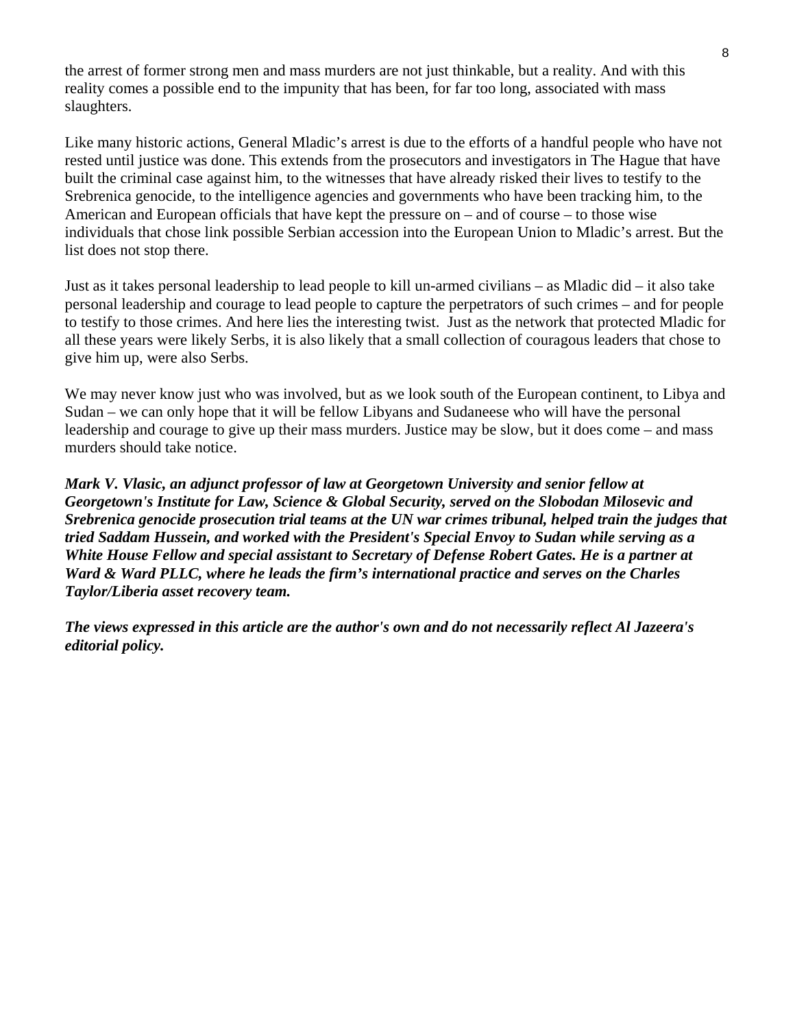the arrest of former strong men and mass murders are not just thinkable, but a reality. And with this reality comes a possible end to the impunity that has been, for far too long, associated with mass slaughters.

Like many historic actions, General Mladic's arrest is due to the efforts of a handful people who have not rested until justice was done. This extends from the prosecutors and investigators in The Hague that have built the criminal case against him, to the witnesses that have already risked their lives to testify to the Srebrenica genocide, to the intelligence agencies and governments who have been tracking him, to the American and European officials that have kept the pressure on – and of course – to those wise individuals that chose link possible Serbian accession into the European Union to Mladic's arrest. But the list does not stop there.

Just as it takes personal leadership to lead people to kill un-armed civilians – as Mladic did – it also take personal leadership and courage to lead people to capture the perpetrators of such crimes – and for people to testify to those crimes. And here lies the interesting twist. Just as the network that protected Mladic for all these years were likely Serbs, it is also likely that a small collection of couragous leaders that chose to give him up, were also Serbs.

We may never know just who was involved, but as we look south of the European continent, to Libya and Sudan – we can only hope that it will be fellow Libyans and Sudaneese who will have the personal leadership and courage to give up their mass murders. Justice may be slow, but it does come – and mass murders should take notice.

***Mark V. Vlasic, an adjunct professor of law at Georgetown University and senior fellow at Georgetown's Institute for Law, Science & Global Security, served on the Slobodan Milosevic and Srebrenica genocide prosecution trial teams at the UN war crimes tribunal, helped train the judges that tried Saddam Hussein, and worked with the President's Special Envoy to Sudan while serving as a White House Fellow and special assistant to Secretary of Defense Robert Gates. He is a partner at Ward & Ward PLLC, where he leads the firm's international practice and serves on the Charles Taylor/Liberia asset recovery team.***

***The views expressed in this article are the author's own and do not necessarily reflect Al Jazeera's editorial policy.***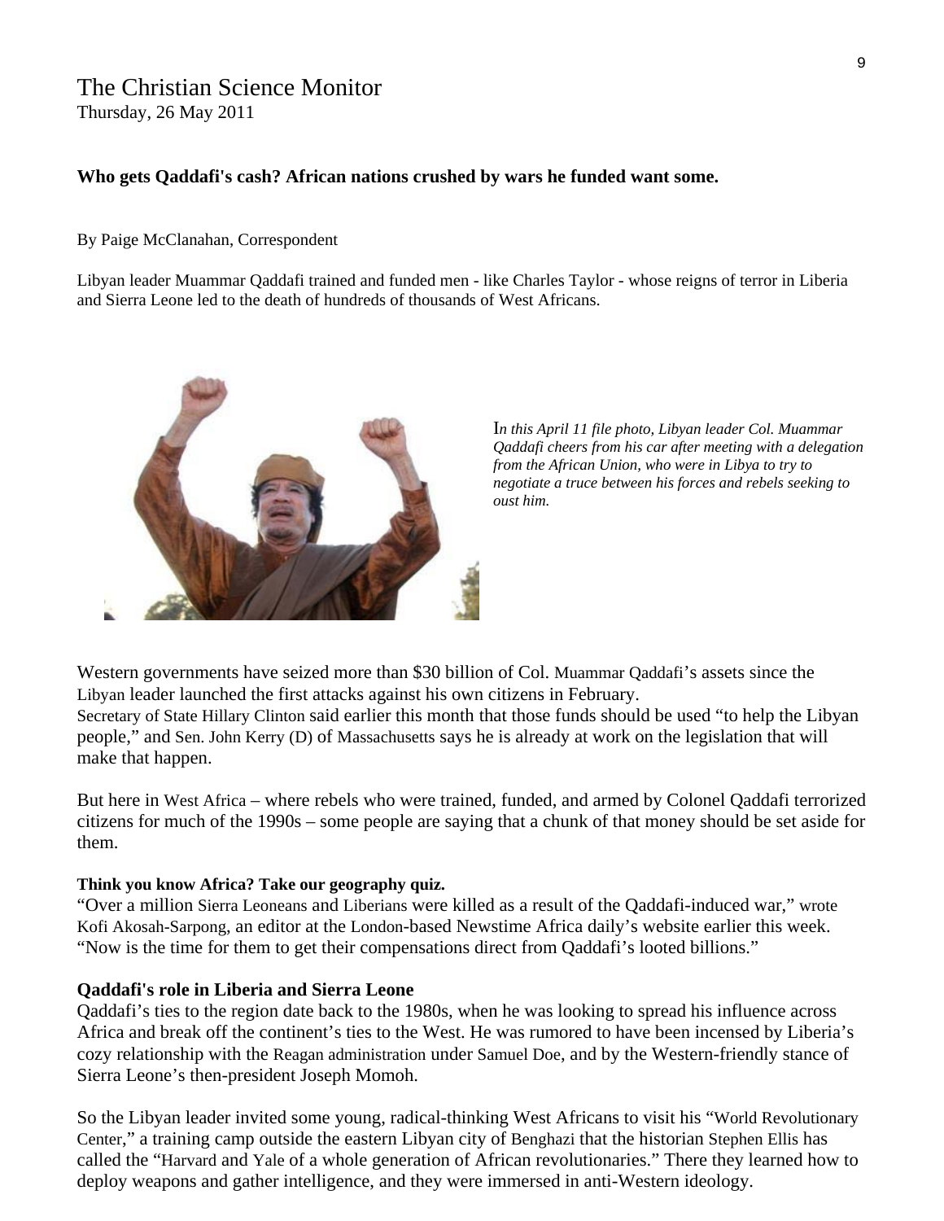The Christian Science Monitor
Thursday, 26 May 2011

**Who gets Qaddafi's cash? African nations crushed by wars he funded want some.**

By Paige McClanahan, Correspondent

Libyan leader Muammar Qaddafi trained and funded men - like Charles Taylor - whose reigns of terror in Liberia and Sierra Leone led to the death of hundreds of thousands of West Africans.

*In this April 11 file photo, Libyan leader Col. Muammar Qaddafi cheers from his car after meeting with a delegation from the African Union, who were in Libya to try to negotiate a truce between his forces and rebels seeking to oust him.*

Western governments have seized more than $30 billion of Col. Muammar Qaddafi's assets since the Libyan leader launched the first attacks against his own citizens in February.
Secretary of State Hillary Clinton said earlier this month that those funds should be used "to help the Libyan people," and Sen. John Kerry (D) of Massachusetts says he is already at work on the legislation that will make that happen.

But here in West Africa – where rebels who were trained, funded, and armed by Colonel Qaddafi terrorized citizens for much of the 1990s – some people are saying that a chunk of that money should be set aside for them.

**Think you know Africa? Take our geography quiz.**
"Over a million Sierra Leoneans and Liberians were killed as a result of the Qaddafi-induced war," wrote Kofi Akosah-Sarpong, an editor at the London-based Newstime Africa daily's website earlier this week. "Now is the time for them to get their compensations direct from Qaddafi's looted billions."

**Qaddafi's role in Liberia and Sierra Leone**
Qaddafi's ties to the region date back to the 1980s, when he was looking to spread his influence across Africa and break off the continent's ties to the West. He was rumored to have been incensed by Liberia's cozy relationship with the Reagan administration under Samuel Doe, and by the Western-friendly stance of Sierra Leone's then-president Joseph Momoh.

So the Libyan leader invited some young, radical-thinking West Africans to visit his "World Revolutionary Center," a training camp outside the eastern Libyan city of Benghazi that the historian Stephen Ellis has called the "Harvard and Yale of a whole generation of African revolutionaries." There they learned how to deploy weapons and gather intelligence, and they were immersed in anti-Western ideology.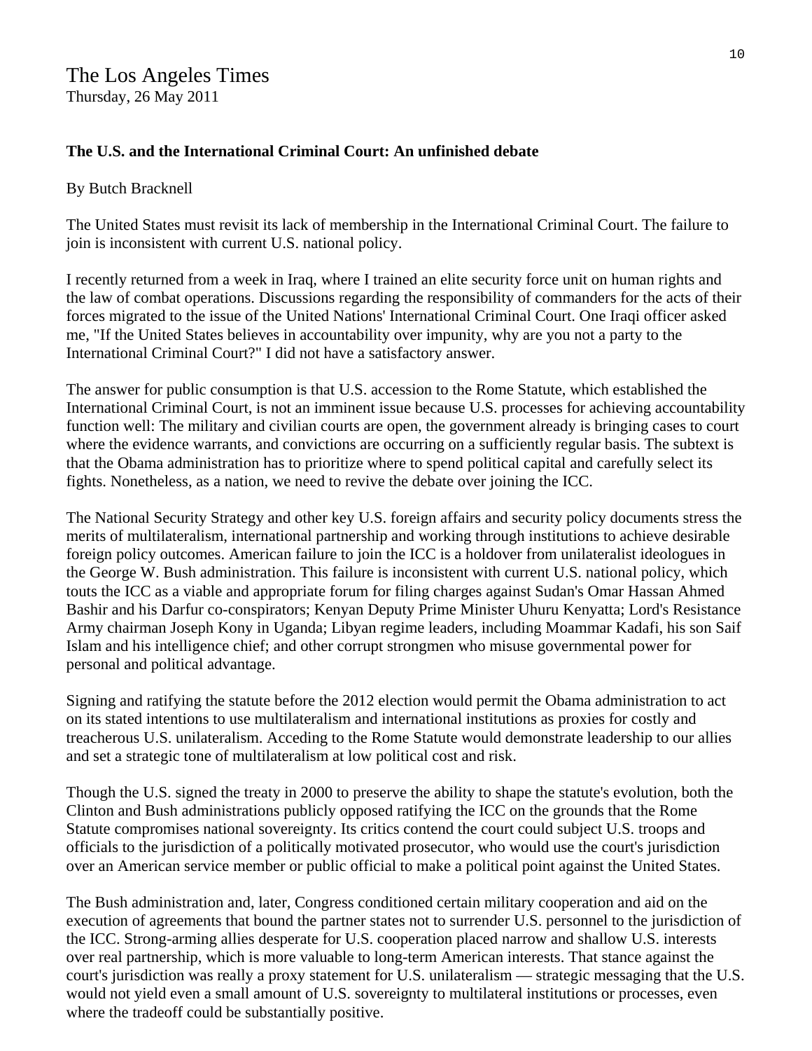The Los Angeles Times
Thursday, 26 May 2011

**The U.S. and the International Criminal Court: An unfinished debate**

By Butch Bracknell

The United States must revisit its lack of membership in the International Criminal Court. The failure to join is inconsistent with current U.S. national policy.

I recently returned from a week in Iraq, where I trained an elite security force unit on human rights and the law of combat operations. Discussions regarding the responsibility of commanders for the acts of their forces migrated to the issue of the United Nations' International Criminal Court. One Iraqi officer asked me, "If the United States believes in accountability over impunity, why are you not a party to the International Criminal Court?" I did not have a satisfactory answer.

The answer for public consumption is that U.S. accession to the Rome Statute, which established the International Criminal Court, is not an imminent issue because U.S. processes for achieving accountability function well: The military and civilian courts are open, the government already is bringing cases to court where the evidence warrants, and convictions are occurring on a sufficiently regular basis. The subtext is that the Obama administration has to prioritize where to spend political capital and carefully select its fights. Nonetheless, as a nation, we need to revive the debate over joining the ICC.

The National Security Strategy and other key U.S. foreign affairs and security policy documents stress the merits of multilateralism, international partnership and working through institutions to achieve desirable foreign policy outcomes. American failure to join the ICC is a holdover from unilateralist ideologues in the George W. Bush administration. This failure is inconsistent with current U.S. national policy, which touts the ICC as a viable and appropriate forum for filing charges against Sudan's Omar Hassan Ahmed Bashir and his Darfur co-conspirators; Kenyan Deputy Prime Minister Uhuru Kenyatta; Lord's Resistance Army chairman Joseph Kony in Uganda; Libyan regime leaders, including Moammar Kadafi, his son Saif Islam and his intelligence chief; and other corrupt strongmen who misuse governmental power for personal and political advantage.

Signing and ratifying the statute before the 2012 election would permit the Obama administration to act on its stated intentions to use multilateralism and international institutions as proxies for costly and treacherous U.S. unilateralism. Acceding to the Rome Statute would demonstrate leadership to our allies and set a strategic tone of multilateralism at low political cost and risk.

Though the U.S. signed the treaty in 2000 to preserve the ability to shape the statute's evolution, both the Clinton and Bush administrations publicly opposed ratifying the ICC on the grounds that the Rome Statute compromises national sovereignty. Its critics contend the court could subject U.S. troops and officials to the jurisdiction of a politically motivated prosecutor, who would use the court's jurisdiction over an American service member or public official to make a political point against the United States.

The Bush administration and, later, Congress conditioned certain military cooperation and aid on the execution of agreements that bound the partner states not to surrender U.S. personnel to the jurisdiction of the ICC. Strong-arming allies desperate for U.S. cooperation placed narrow and shallow U.S. interests over real partnership, which is more valuable to long-term American interests. That stance against the court's jurisdiction was really a proxy statement for U.S. unilateralism — strategic messaging that the U.S. would not yield even a small amount of U.S. sovereignty to multilateral institutions or processes, even where the tradeoff could be substantially positive.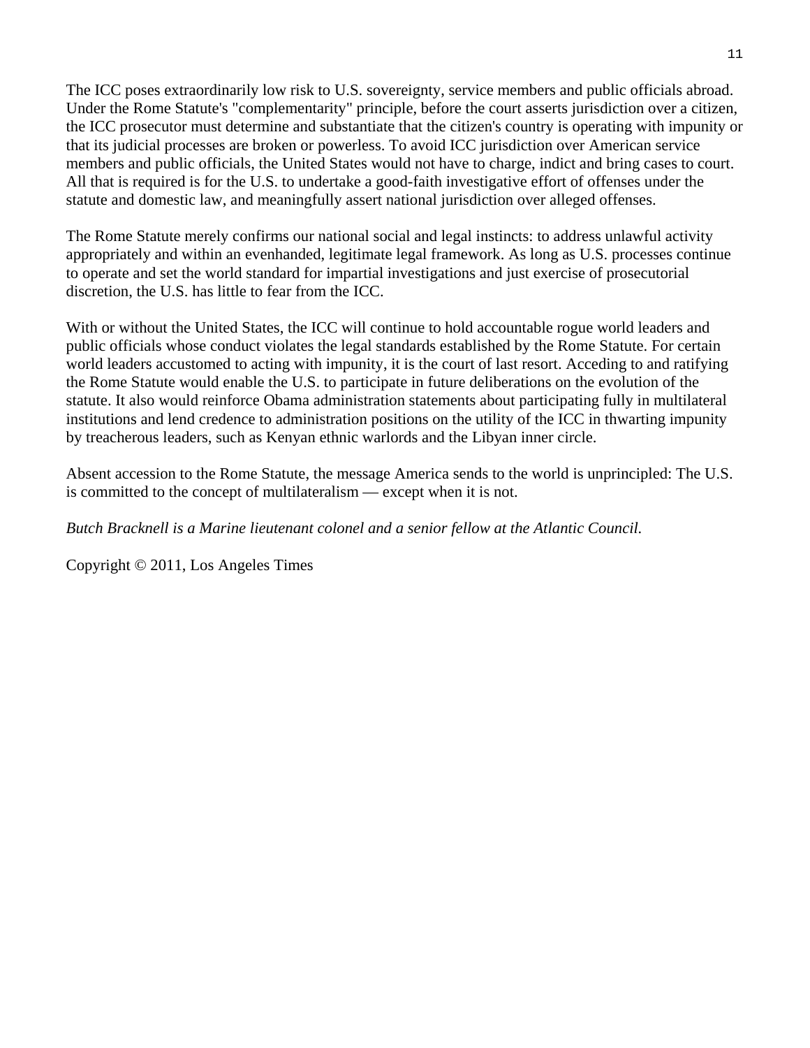The ICC poses extraordinarily low risk to U.S. sovereignty, service members and public officials abroad. Under the Rome Statute's "complementarity" principle, before the court asserts jurisdiction over a citizen, the ICC prosecutor must determine and substantiate that the citizen's country is operating with impunity or that its judicial processes are broken or powerless. To avoid ICC jurisdiction over American service members and public officials, the United States would not have to charge, indict and bring cases to court. All that is required is for the U.S. to undertake a good-faith investigative effort of offenses under the statute and domestic law, and meaningfully assert national jurisdiction over alleged offenses.

The Rome Statute merely confirms our national social and legal instincts: to address unlawful activity appropriately and within an evenhanded, legitimate legal framework. As long as U.S. processes continue to operate and set the world standard for impartial investigations and just exercise of prosecutorial discretion, the U.S. has little to fear from the ICC.

With or without the United States, the ICC will continue to hold accountable rogue world leaders and public officials whose conduct violates the legal standards established by the Rome Statute. For certain world leaders accustomed to acting with impunity, it is the court of last resort. Acceding to and ratifying the Rome Statute would enable the U.S. to participate in future deliberations on the evolution of the statute. It also would reinforce Obama administration statements about participating fully in multilateral institutions and lend credence to administration positions on the utility of the ICC in thwarting impunity by treacherous leaders, such as Kenyan ethnic warlords and the Libyan inner circle.

Absent accession to the Rome Statute, the message America sends to the world is unprincipled: The U.S. is committed to the concept of multilateralism — except when it is not.

*Butch Bracknell is a Marine lieutenant colonel and a senior fellow at the Atlantic Council.*

Copyright © 2011, Los Angeles Times